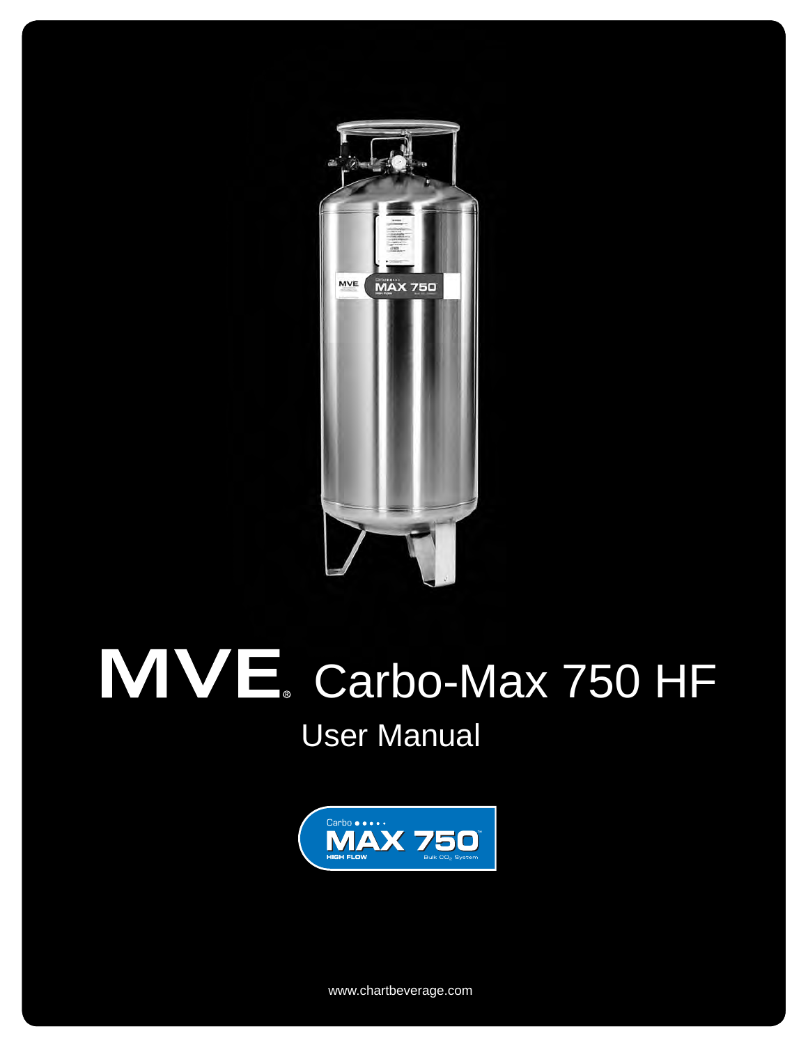# MVE® Carbo-Max 750 HF

## User Manual

Carbo MAX 750™ HIGH FLOW Bulk $CO_2$ System

www.chartbeverage.com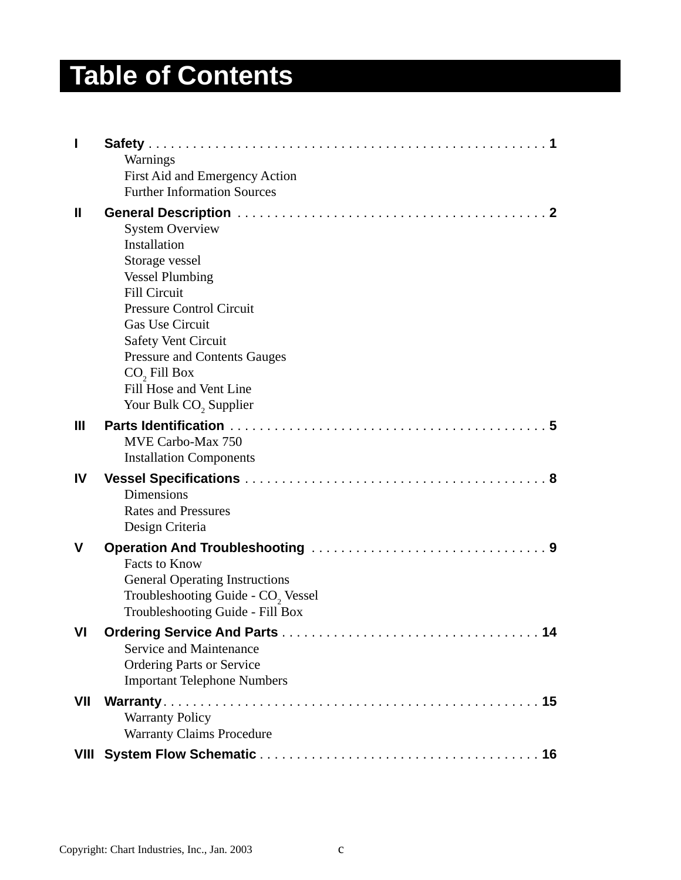# Table of Contents

**I Safety** . . . . . . . . . . . . . . . . . . . . . . . . . . . . . . . . . . . . . . . . . . . . . . . . . . . . . **1**
- Warnings
- First Aid and Emergency Action
- Further Information Sources

**II General Description** . . . . . . . . . . . . . . . . . . . . . . . . . . . . . . . . . . . . . . . . . . **2**
- System Overview
- Installation
- Storage vessel
- Vessel Plumbing
- Fill Circuit
- Pressure Control Circuit
- Gas Use Circuit
- Safety Vent Circuit
- Pressure and Contents Gauges
- $CO_2$ Fill Box
- Fill Hose and Vent Line
- Your Bulk $CO_2$ Supplier

**III Parts Identification** . . . . . . . . . . . . . . . . . . . . . . . . . . . . . . . . . . . . . . . . . . **5**
- MVE Carbo-Max 750
- Installation Components

**IV Vessel Specifications** . . . . . . . . . . . . . . . . . . . . . . . . . . . . . . . . . . . . . . . . . **8**
- Dimensions
- Rates and Pressures
- Design Criteria

**V Operation And Troubleshooting** . . . . . . . . . . . . . . . . . . . . . . . . . . . . . . . . **9**
- Facts to Know
- General Operating Instructions
- Troubleshooting Guide - $CO_2$ Vessel
- Troubleshooting Guide - Fill Box

**VI Ordering Service And Parts** . . . . . . . . . . . . . . . . . . . . . . . . . . . . . . . . . . . **14**
- Service and Maintenance
- Ordering Parts or Service
- Important Telephone Numbers

**VII Warranty** . . . . . . . . . . . . . . . . . . . . . . . . . . . . . . . . . . . . . . . . . . . . . . . . . . **15**
- Warranty Policy
- Warranty Claims Procedure

**VIII System Flow Schematic** . . . . . . . . . . . . . . . . . . . . . . . . . . . . . . . . . . . . . . **16**

Copyright: Chart Industries, Inc., Jan. 2003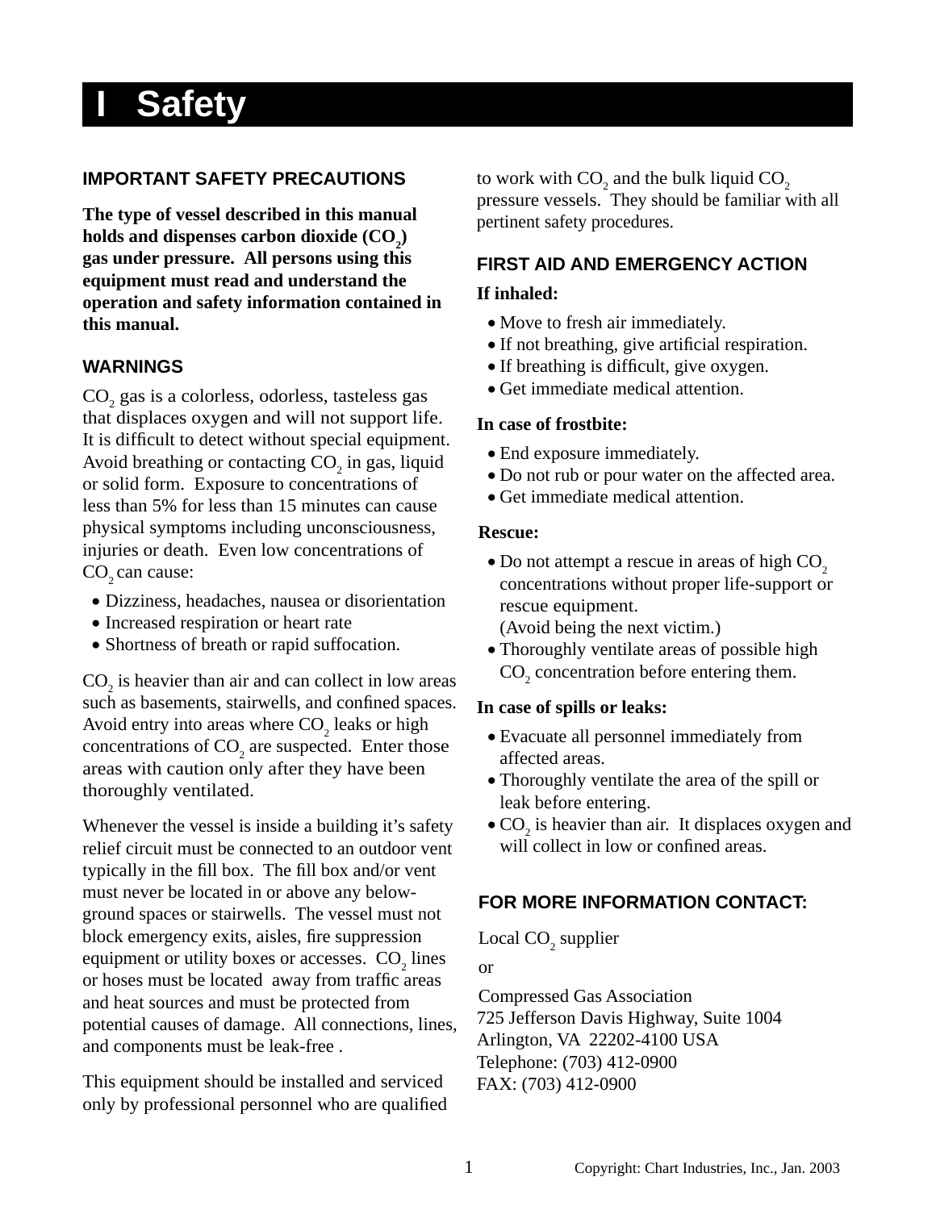#  I   Safety

### IMPORTANT SAFETY PRECAUTIONS

**The type of vessel described in this manual holds and dispenses carbon dioxide ($CO_2$) gas under pressure. All persons using this equipment must read and understand the operation and safety information contained in this manual.**

### WARNINGS

$CO_2$ gas is a colorless, odorless, tasteless gas that displaces oxygen and will not support life. It is difficult to detect without special equipment. Avoid breathing or contacting $CO_2$ in gas, liquid or solid form. Exposure to concentrations of less than 5% for less than 15 minutes can cause physical symptoms including unconsciousness, injuries or death. Even low concentrations of $CO_2$ can cause:

- Dizziness, headaches, nausea or disorientation
- Increased respiration or heart rate
- Shortness of breath or rapid suffocation.

$CO_2$ is heavier than air and can collect in low areas such as basements, stairwells, and confined spaces. Avoid entry into areas where $CO_2$ leaks or high concentrations of $CO_2$ are suspected. Enter those areas with caution only after they have been thoroughly ventilated.

Whenever the vessel is inside a building it's safety relief circuit must be connected to an outdoor vent typically in the fill box. The fill box and/or vent must never be located in or above any below-ground spaces or stairwells. The vessel must not block emergency exits, aisles, fire suppression equipment or utility boxes or accesses. $CO_2$ lines or hoses must be located away from traffic areas and heat sources and must be protected from potential causes of damage. All connections, lines, and components must be leak-free .

This equipment should be installed and serviced only by professional personnel who are qualified to work with $CO_2$ and the bulk liquid $CO_2$ pressure vessels. They should be familiar with all pertinent safety procedures.

### FIRST AID AND EMERGENCY ACTION

**If inhaled:**

- Move to fresh air immediately.
- If not breathing, give artificial respiration.
- If breathing is difficult, give oxygen.
- Get immediate medical attention.

**In case of frostbite:**

- End exposure immediately.
- Do not rub or pour water on the affected area.
- Get immediate medical attention.

**Rescue:**

- Do not attempt a rescue in areas of high $CO_2$ concentrations without proper life-support or rescue equipment.
  (Avoid being the next victim.)
- Thoroughly ventilate areas of possible high $CO_2$ concentration before entering them.

**In case of spills or leaks:**

- Evacuate all personnel immediately from affected areas.
- Thoroughly ventilate the area of the spill or leak before entering.
- $CO_2$ is heavier than air. It displaces oxygen and will collect in low or confined areas.

### FOR MORE INFORMATION CONTACT:

Local $CO_2$ supplier

or

Compressed Gas Association
725 Jefferson Davis Highway, Suite 1004
Arlington, VA 22202-4100 USA
Telephone: (703) 412-0900
FAX: (703) 412-0900

Copyright: Chart Industries, Inc., Jan. 2003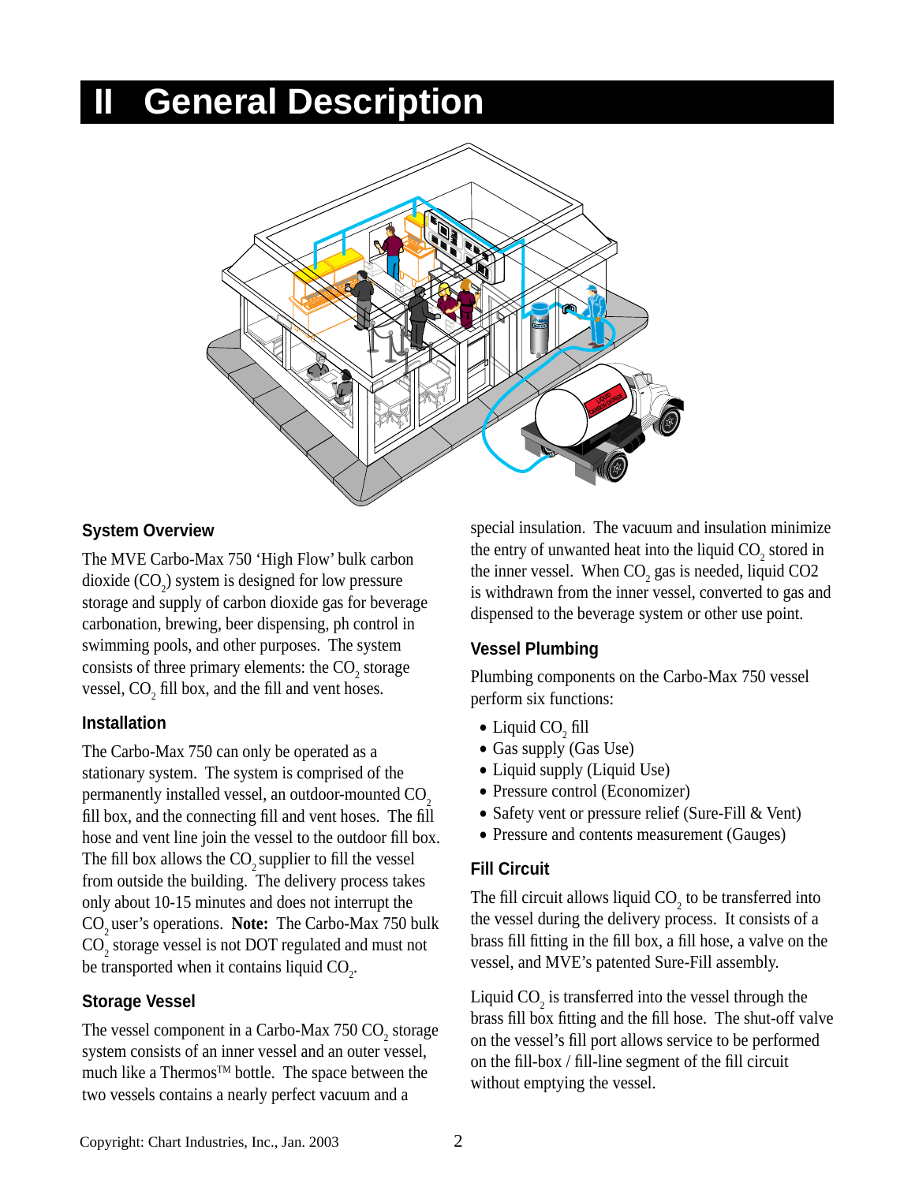# II General Description

## System Overview

The MVE Carbo-Max 750 'High Flow' bulk carbon dioxide ($CO_2$) system is designed for low pressure storage and supply of carbon dioxide gas for beverage carbonation, brewing, beer dispensing, ph control in swimming pools, and other purposes. The system consists of three primary elements: the $CO_2$ storage vessel, $CO_2$ fill box, and the fill and vent hoses.

## Installation

The Carbo-Max 750 can only be operated as a stationary system. The system is comprised of the permanently installed vessel, an outdoor-mounted $CO_2$ fill box, and the connecting fill and vent hoses. The fill hose and vent line join the vessel to the outdoor fill box. The fill box allows the $CO_2$ supplier to fill the vessel from outside the building. The delivery process takes only about 10-15 minutes and does not interrupt the $CO_2$ user's operations. **Note:** The Carbo-Max 750 bulk $CO_2$ storage vessel is not DOT regulated and must not be transported when it contains liquid $CO_2$.

## Storage Vessel

The vessel component in a Carbo-Max 750 $CO_2$ storage system consists of an inner vessel and an outer vessel, much like a Thermos™ bottle. The space between the two vessels contains a nearly perfect vacuum and a special insulation. The vacuum and insulation minimize the entry of unwanted heat into the liquid $CO_2$ stored in the inner vessel. When $CO_2$ gas is needed, liquid CO2 is withdrawn from the inner vessel, converted to gas and dispensed to the beverage system or other use point.

## Vessel Plumbing

Plumbing components on the Carbo-Max 750 vessel perform six functions:

- Liquid $CO_2$ fill
- Gas supply (Gas Use)
- Liquid supply (Liquid Use)
- Pressure control (Economizer)
- Safety vent or pressure relief (Sure-Fill & Vent)
- Pressure and contents measurement (Gauges)

## Fill Circuit

The fill circuit allows liquid $CO_2$ to be transferred into the vessel during the delivery process. It consists of a brass fill fitting in the fill box, a fill hose, a valve on the vessel, and MVE's patented Sure-Fill assembly.

Liquid $CO_2$ is transferred into the vessel through the brass fill box fitting and the fill hose. The shut-off valve on the vessel's fill port allows service to be performed on the fill-box / fill-line segment of the fill circuit without emptying the vessel.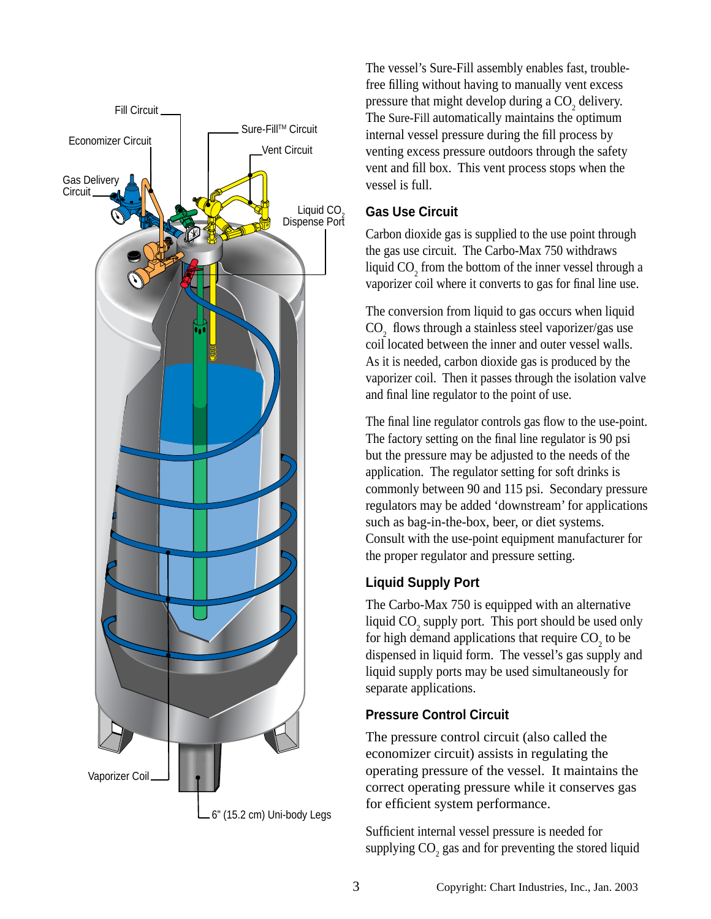Fill Circuit

Economizer Circuit

Gas Delivery Circuit

Sure-Fill[TM] Circuit

Vent Circuit

Liquid $CO_2$ Dispense Port

Vaporizer Coil

6" (15.2 cm) Uni-body Legs

The vessel's Sure-Fill assembly enables fast, trouble-free filling without having to manually vent excess pressure that might develop during a $CO_2$ delivery. The Sure-Fill automatically maintains the optimum internal vessel pressure during the fill process by venting excess pressure outdoors through the safety vent and fill box. This vent process stops when the vessel is full.

### Gas Use Circuit

Carbon dioxide gas is supplied to the use point through the gas use circuit. The Carbo-Max 750 withdraws liquid $CO_2$ from the bottom of the inner vessel through a vaporizer coil where it converts to gas for final line use.

The conversion from liquid to gas occurs when liquid $CO_2$ flows through a stainless steel vaporizer/gas use coil located between the inner and outer vessel walls. As it is needed, carbon dioxide gas is produced by the vaporizer coil. Then it passes through the isolation valve and final line regulator to the point of use.

The final line regulator controls gas flow to the use-point. The factory setting on the final line regulator is 90 psi but the pressure may be adjusted to the needs of the application. The regulator setting for soft drinks is commonly between 90 and 115 psi. Secondary pressure regulators may be added 'downstream' for applications such as bag-in-the-box, beer, or diet systems. Consult with the use-point equipment manufacturer for the proper regulator and pressure setting.

### Liquid Supply Port

The Carbo-Max 750 is equipped with an alternative liquid $CO_2$ supply port. This port should be used only for high demand applications that require $CO_2$ to be dispensed in liquid form. The vessel's gas supply and liquid supply ports may be used simultaneously for separate applications.

### Pressure Control Circuit

The pressure control circuit (also called the economizer circuit) assists in regulating the operating pressure of the vessel. It maintains the correct operating pressure while it conserves gas for efficient system performance.

Sufficient internal vessel pressure is needed for supplying $CO_2$ gas and for preventing the stored liquid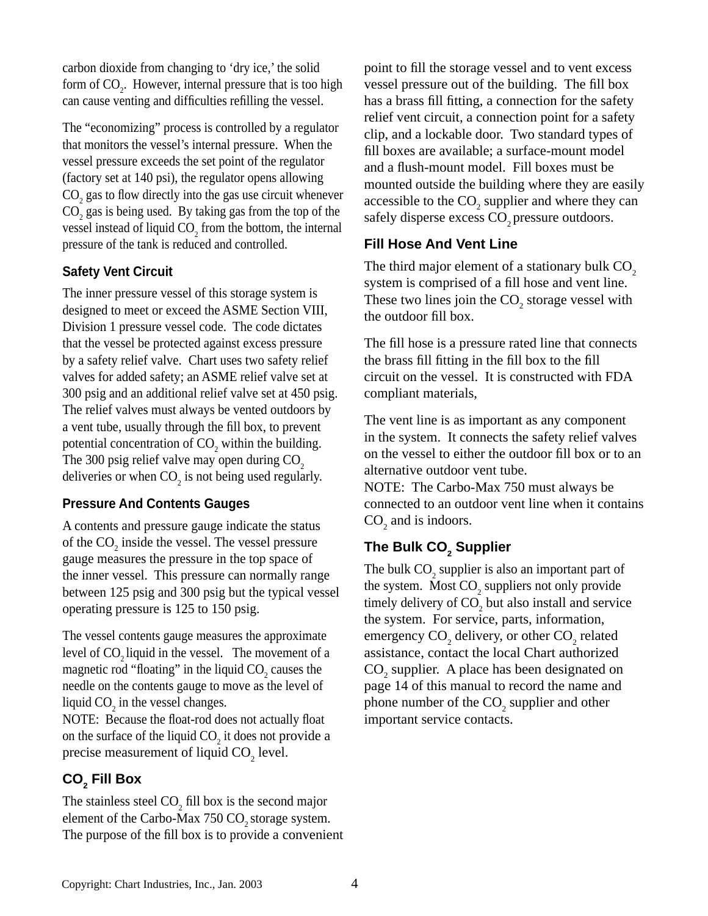carbon dioxide from changing to 'dry ice,' the solid form of $CO_2$. However, internal pressure that is too high can cause venting and difficulties refilling the vessel.

The "economizing" process is controlled by a regulator that monitors the vessel's internal pressure. When the vessel pressure exceeds the set point of the regulator (factory set at 140 psi), the regulator opens allowing $CO_2$ gas to flow directly into the gas use circuit whenever $CO_2$ gas is being used. By taking gas from the top of the vessel instead of liquid $CO_2$ from the bottom, the internal pressure of the tank is reduced and controlled.

### Safety Vent Circuit

The inner pressure vessel of this storage system is designed to meet or exceed the ASME Section VIII, Division 1 pressure vessel code. The code dictates that the vessel be protected against excess pressure by a safety relief valve. Chart uses two safety relief valves for added safety; an ASME relief valve set at 300 psig and an additional relief valve set at 450 psig. The relief valves must always be vented outdoors by a vent tube, usually through the fill box, to prevent potential concentration of $CO_2$ within the building. The 300 psig relief valve may open during $CO_2$ deliveries or when $CO_2$ is not being used regularly.

### Pressure And Contents Gauges

A contents and pressure gauge indicate the status of the $CO_2$ inside the vessel. The vessel pressure gauge measures the pressure in the top space of the inner vessel. This pressure can normally range between 125 psig and 300 psig but the typical vessel operating pressure is 125 to 150 psig.

The vessel contents gauge measures the approximate level of $CO_2$ liquid in the vessel. The movement of a magnetic rod "floating" in the liquid $CO_2$ causes the needle on the contents gauge to move as the level of liquid $CO_2$ in the vessel changes.
NOTE: Because the float-rod does not actually float on the surface of the liquid $CO_2$ it does not provide a precise measurement of liquid $CO_2$ level.

## $CO_2$ Fill Box

The stainless steel $CO_2$ fill box is the second major element of the Carbo-Max 750 $CO_2$ storage system. The purpose of the fill box is to provide a convenient point to fill the storage vessel and to vent excess vessel pressure out of the building. The fill box has a brass fill fitting, a connection for the safety relief vent circuit, a connection point for a safety clip, and a lockable door. Two standard types of fill boxes are available; a surface-mount model and a flush-mount model. Fill boxes must be mounted outside the building where they are easily accessible to the $CO_2$ supplier and where they can safely disperse excess $CO_2$ pressure outdoors.

### Fill Hose And Vent Line

The third major element of a stationary bulk $CO_2$ system is comprised of a fill hose and vent line. These two lines join the $CO_2$ storage vessel with the outdoor fill box.

The fill hose is a pressure rated line that connects the brass fill fitting in the fill box to the fill circuit on the vessel. It is constructed with FDA compliant materials,

The vent line is as important as any component in the system. It connects the safety relief valves on the vessel to either the outdoor fill box or to an alternative outdoor vent tube.
NOTE: The Carbo-Max 750 must always be connected to an outdoor vent line when it contains $CO_2$ and is indoors.

### The Bulk $CO_2$ Supplier

The bulk $CO_2$ supplier is also an important part of the system. Most $CO_2$ suppliers not only provide timely delivery of $CO_2$ but also install and service the system. For service, parts, information, emergency $CO_2$ delivery, or other $CO_2$ related assistance, contact the local Chart authorized $CO_2$ supplier. A place has been designated on page 14 of this manual to record the name and phone number of the $CO_2$ supplier and other important service contacts.

Copyright: Chart Industries, Inc., Jan. 2003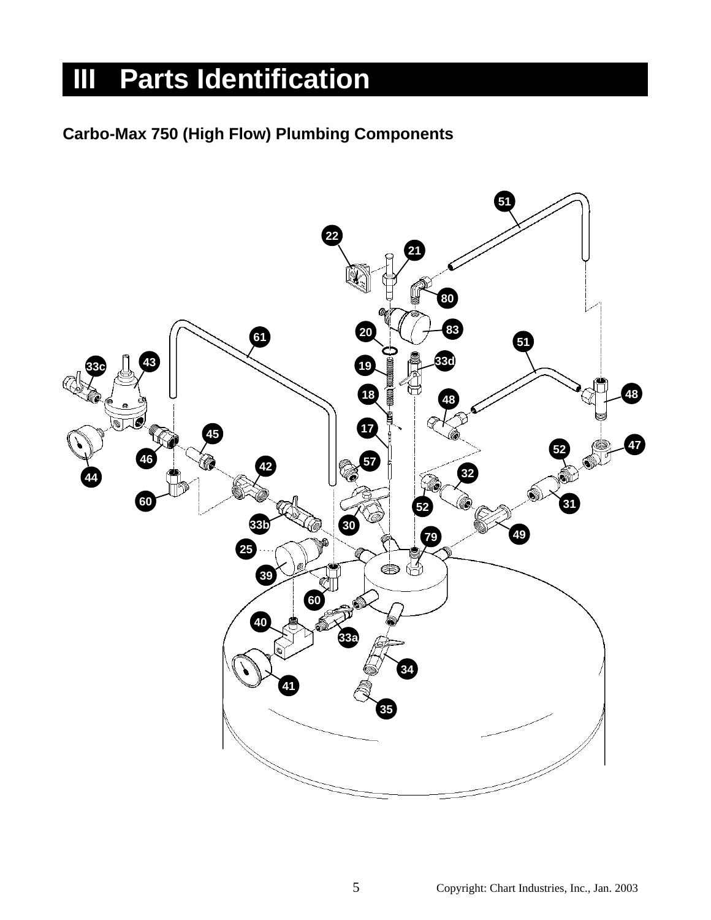# III Parts Identification

## Carbo-Max 750 (High Flow) Plumbing Components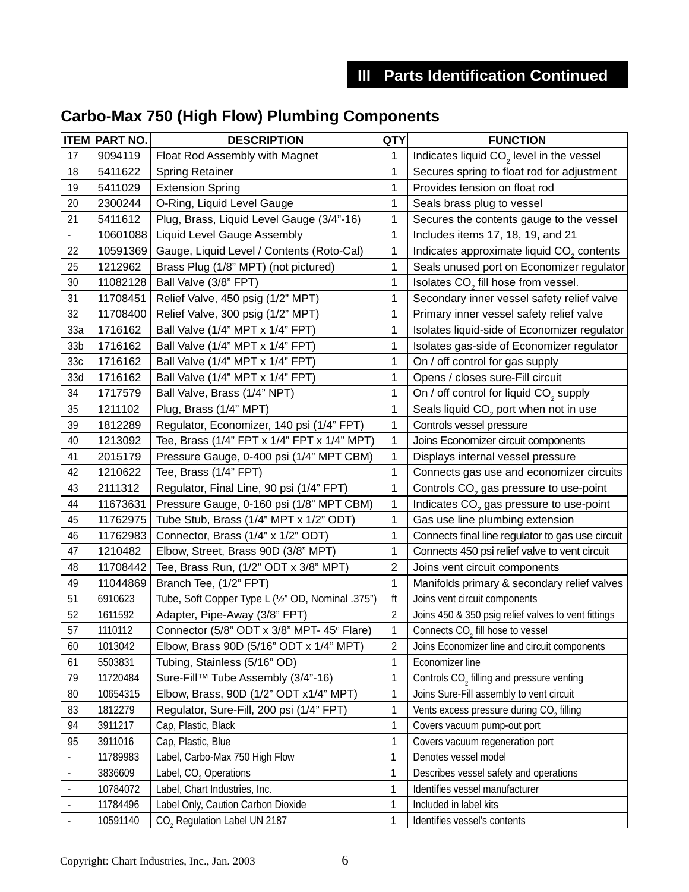## III Parts Identification Continued

### Carbo-Max 750 (High Flow) Plumbing Components

| ITEM | PART NO. | DESCRIPTION | QTY | FUNCTION |
|---|---|---|---|---|
| 17 | 9094119 | Float Rod Assembly with Magnet | 1 | Indicates liquid $CO_2$ level in the vessel |
| 18 | 5411622 | Spring Retainer | 1 | Secures spring to float rod for adjustment |
| 19 | 5411029 | Extension Spring | 1 | Provides tension on float rod |
| 20 | 2300244 | O-Ring, Liquid Level Gauge | 1 | Seals brass plug to vessel |
| 21 | 5411612 | Plug, Brass, Liquid Level Gauge (3/4”-16) | 1 | Secures the contents gauge to the vessel |
| - | 10601088 | Liquid Level Gauge Assembly | 1 | Includes items 17, 18, 19, and 21 |
| 22 | 10591369 | Gauge, Liquid Level / Contents (Roto-Cal) | 1 | Indicates approximate liquid $CO_2$ contents |
| 25 | 1212962 | Brass Plug (1/8” MPT) (not pictured) | 1 | Seals unused port on Economizer regulator |
| 30 | 11082128 | Ball Valve (3/8” FPT) | 1 | Isolates $CO_2$ fill hose from vessel. |
| 31 | 11708451 | Relief Valve, 450 psig (1/2” MPT) | 1 | Secondary inner vessel safety relief valve |
| 32 | 11708400 | Relief Valve, 300 psig (1/2” MPT) | 1 | Primary inner vessel safety relief valve |
| 33a | 1716162 | Ball Valve (1/4” MPT x 1/4” FPT) | 1 | Isolates liquid-side of Economizer regulator |
| 33b | 1716162 | Ball Valve (1/4” MPT x 1/4” FPT) | 1 | Isolates gas-side of Economizer regulator |
| 33c | 1716162 | Ball Valve (1/4” MPT x 1/4” FPT) | 1 | On / off control for gas supply |
| 33d | 1716162 | Ball Valve (1/4” MPT x 1/4” FPT) | 1 | Opens / closes sure-Fill circuit |
| 34 | 1717579 | Ball Valve, Brass (1/4” NPT) | 1 | On / off control for liquid $CO_2$ supply |
| 35 | 1211102 | Plug, Brass (1/4” MPT) | 1 | Seals liquid $CO_2$ port when not in use |
| 39 | 1812289 | Regulator, Economizer, 140 psi (1/4” FPT) | 1 | Controls vessel pressure |
| 40 | 1213092 | Tee, Brass (1/4” FPT x 1/4” FPT x 1/4” MPT) | 1 | Joins Economizer circuit components |
| 41 | 2015179 | Pressure Gauge, 0-400 psi (1/4” MPT CBM) | 1 | Displays internal vessel pressure |
| 42 | 1210622 | Tee, Brass (1/4” FPT) | 1 | Connects gas use and economizer circuits |
| 43 | 2111312 | Regulator, Final Line, 90 psi (1/4” FPT) | 1 | Controls $CO_2$ gas pressure to use-point |
| 44 | 11673631 | Pressure Gauge, 0-160 psi (1/8” MPT CBM) | 1 | Indicates $CO_2$ gas pressure to use-point |
| 45 | 11762975 | Tube Stub, Brass (1/4” MPT x 1/2” ODT) | 1 | Gas use line plumbing extension |
| 46 | 11762983 | Connector, Brass (1/4” x 1/2” ODT) | 1 | Connects final line regulator to gas use circuit |
| 47 | 1210482 | Elbow, Street, Brass 90D (3/8” MPT) | 1 | Connects 450 psi relief valve to vent circuit |
| 48 | 11708442 | Tee, Brass Run, (1/2” ODT x 3/8” MPT) | 2 | Joins vent circuit components |
| 49 | 11044869 | Branch Tee, (1/2” FPT) | 1 | Manifolds primary & secondary relief valves |
| 51 | 6910623 | Tube, Soft Copper Type L (½” OD, Nominal .375”) | ft | Joins vent circuit components |
| 52 | 1611592 | Adapter, Pipe-Away (3/8” FPT) | 2 | Joins 450 & 350 psig relief valves to vent fittings |
| 57 | 1110112 | Connector (5/8” ODT x 3/8” MPT- 45° Flare) | 1 | Connects $CO_2$ fill hose to vessel |
| 60 | 1013042 | Elbow, Brass 90D (5/16” ODT x 1/4” MPT) | 2 | Joins Economizer line and circuit components |
| 61 | 5503831 | Tubing, Stainless (5/16” OD) | 1 | Economizer line |
| 79 | 11720484 | Sure-Fill™ Tube Assembly (3/4”-16) | 1 | Controls $CO_2$ filling and pressure venting |
| 80 | 10654315 | Elbow, Brass, 90D (1/2” ODT x1/4” MPT) | 1 | Joins Sure-Fill assembly to vent circuit |
| 83 | 1812279 | Regulator, Sure-Fill, 200 psi (1/4” FPT) | 1 | Vents excess pressure during $CO_2$ filling |
| 94 | 3911217 | Cap, Plastic, Black | 1 | Covers vacuum pump-out port |
| 95 | 3911016 | Cap, Plastic, Blue | 1 | Covers vacuum regeneration port |
| - | 11789983 | Label, Carbo-Max 750 High Flow | 1 | Denotes vessel model |
| - | 3836609 | Label, $CO_2$ Operations | 1 | Describes vessel safety and operations |
| - | 10784072 | Label, Chart Industries, Inc. | 1 | Identifies vessel manufacturer |
| - | 11784496 | Label Only, Caution Carbon Dioxide | 1 | Included in label kits |
| - | 10591140 | $CO_2$ Regulation Label UN 2187 | 1 | Identifies vessel’s contents |

Copyright: Chart Industries, Inc., Jan. 2003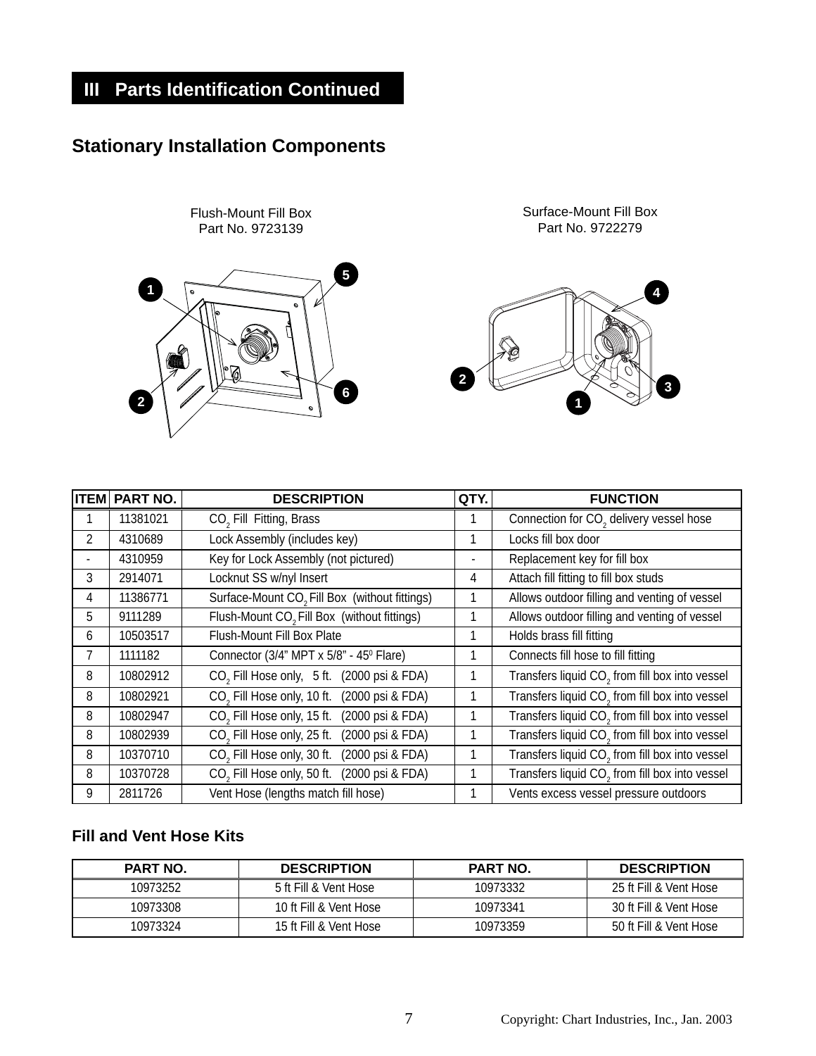## III Parts Identification Continued

### Stationary Installation Components

Flush-Mount Fill Box
Part No. 9723139

Surface-Mount Fill Box
Part No. 9722279

| ITEM | PART NO. | DESCRIPTION | QTY. | FUNCTION |
|---|---|---|---|---|
| 1 | 11381021 | $CO_2$ Fill Fitting, Brass | 1 | Connection for $CO_2$ delivery vessel hose |
| 2 | 4310689 | Lock Assembly (includes key) | 1 | Locks fill box door |
| - | 4310959 | Key for Lock Assembly (not pictured) | - | Replacement key for fill box |
| 3 | 2914071 | Locknut SS w/nyl Insert | 4 | Attach fill fitting to fill box studs |
| 4 | 11386771 | Surface-Mount $CO_2$ Fill Box (without fittings) | 1 | Allows outdoor filling and venting of vessel |
| 5 | 9111289 | Flush-Mount $CO_2$ Fill Box (without fittings) | 1 | Allows outdoor filling and venting of vessel |
| 6 | 10503517 | Flush-Mount Fill Box Plate | 1 | Holds brass fill fitting |
| 7 | 1111182 | Connector (3/4" MPT x 5/8" - $45^0$ Flare) | 1 | Connects fill hose to fill fitting |
| 8 | 10802912 | $CO_2$ Fill Hose only, 5 ft. (2000 psi & FDA) | 1 | Transfers liquid $CO_2$ from fill box into vessel |
| 8 | 10802921 | $CO_2$ Fill Hose only, 10 ft. (2000 psi & FDA) | 1 | Transfers liquid $CO_2$ from fill box into vessel |
| 8 | 10802947 | $CO_2$ Fill Hose only, 15 ft. (2000 psi & FDA) | 1 | Transfers liquid $CO_2$ from fill box into vessel |
| 8 | 10802939 | $CO_2$ Fill Hose only, 25 ft. (2000 psi & FDA) | 1 | Transfers liquid $CO_2$ from fill box into vessel |
| 8 | 10370710 | $CO_2$ Fill Hose only, 30 ft. (2000 psi & FDA) | 1 | Transfers liquid $CO_2$ from fill box into vessel |
| 8 | 10370728 | $CO_2$ Fill Hose only, 50 ft. (2000 psi & FDA) | 1 | Transfers liquid $CO_2$ from fill box into vessel |
| 9 | 2811726 | Vent Hose (lengths match fill hose) | 1 | Vents excess vessel pressure outdoors |

### Fill and Vent Hose Kits

| PART NO. | DESCRIPTION | PART NO. | DESCRIPTION |
|---|---|---|---|
| 10973252 | 5 ft Fill & Vent Hose | 10973332 | 25 ft Fill & Vent Hose |
| 10973308 | 10 ft Fill & Vent Hose | 10973341 | 30 ft Fill & Vent Hose |
| 10973324 | 15 ft Fill & Vent Hose | 10973359 | 50 ft Fill & Vent Hose |

Copyright: Chart Industries, Inc., Jan. 2003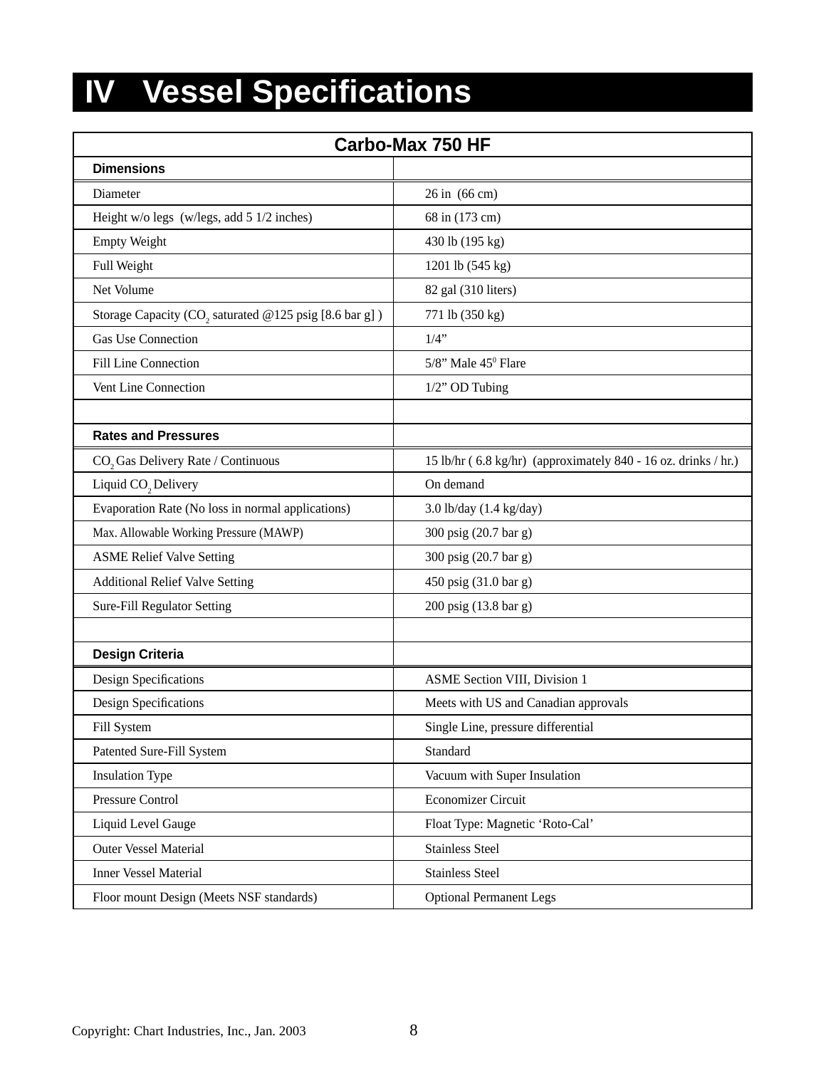# IV Vessel Specifications

| Carbo-Max 750 HF | |
|---|---|
| **Dimensions** | |
| Diameter | 26 in (66 cm) |
| Height w/o legs (w/legs, add 5 1/2 inches) | 68 in (173 cm) |
| Empty Weight | 430 lb (195 kg) |
| Full Weight | 1201 lb (545 kg) |
| Net Volume | 82 gal (310 liters) |
| Storage Capacity ($CO_2$ saturated @125 psig [8.6 bar g] ) | 771 lb (350 kg) |
| Gas Use Connection | 1/4” |
| Fill Line Connection | 5/8” Male $45^0$ Flare |
| Vent Line Connection | 1/2” OD Tubing |
| | |
| **Rates and Pressures** | |
| $CO_2$ Gas Delivery Rate / Continuous | 15 lb/hr ( 6.8 kg/hr) (approximately 840 - 16 oz. drinks / hr.) |
| Liquid $CO_2$ Delivery | On demand |
| Evaporation Rate (No loss in normal applications) | 3.0 lb/day (1.4 kg/day) |
| Max. Allowable Working Pressure (MAWP) | 300 psig (20.7 bar g) |
| ASME Relief Valve Setting | 300 psig (20.7 bar g) |
| Additional Relief Valve Setting | 450 psig (31.0 bar g) |
| Sure-Fill Regulator Setting | 200 psig (13.8 bar g) |
| | |
| **Design Criteria** | |
| Design Specifications | ASME Section VIII, Division 1 |
| Design Specifications | Meets with US and Canadian approvals |
| Fill System | Single Line, pressure differential |
| Patented Sure-Fill System | Standard |
| Insulation Type | Vacuum with Super Insulation |
| Pressure Control | Economizer Circuit |
| Liquid Level Gauge | Float Type: Magnetic ‘Roto-Cal’ |
| Outer Vessel Material | Stainless Steel |
| Inner Vessel Material | Stainless Steel |
| Floor mount Design (Meets NSF standards) | Optional Permanent Legs |

Copyright: Chart Industries, Inc., Jan. 2003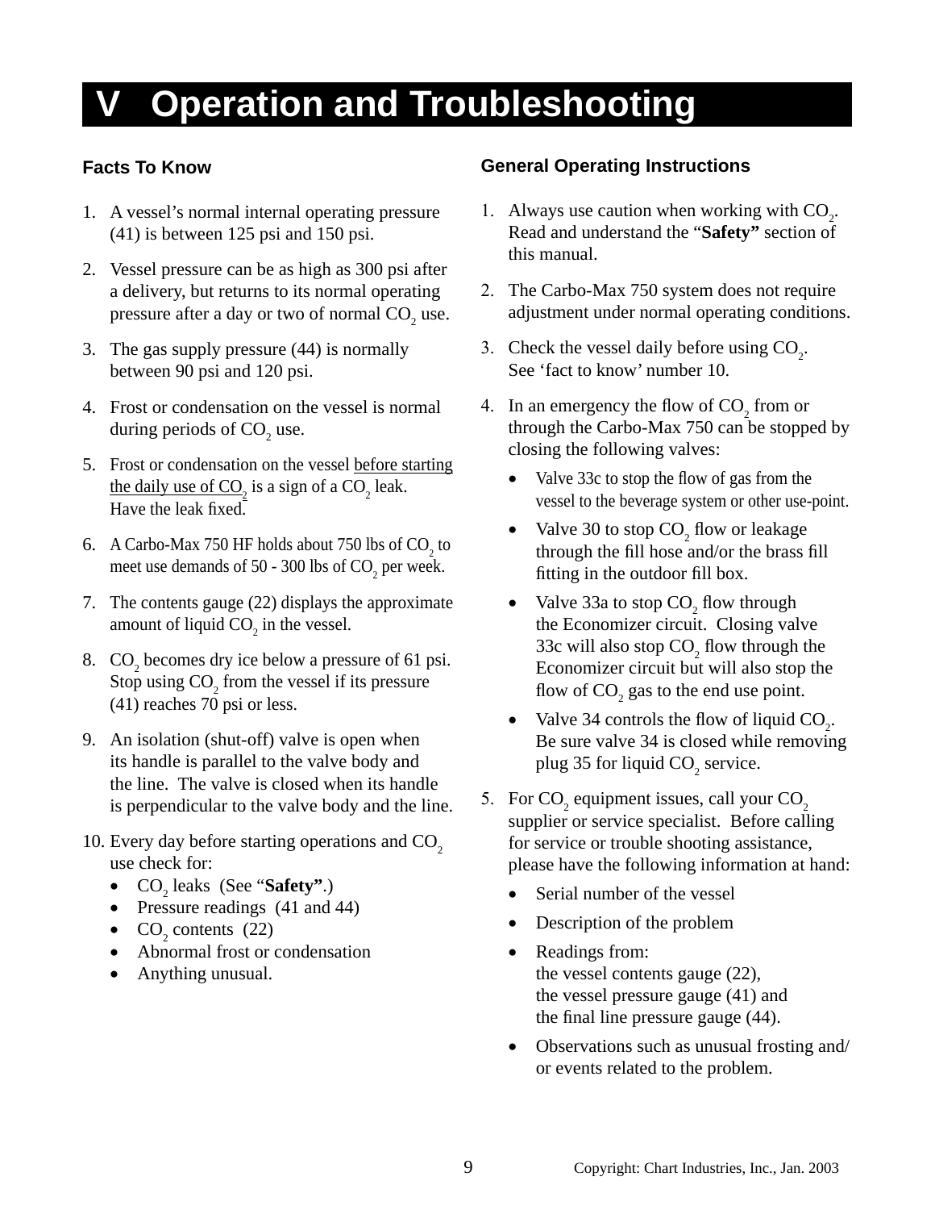# V Operation and Troubleshooting

## Facts To Know

1. A vessel's normal internal operating pressure (41) is between 125 psi and 150 psi.
2. Vessel pressure can be as high as 300 psi after a delivery, but returns to its normal operating pressure after a day or two of normal $CO_2$ use.
3. The gas supply pressure (44) is normally between 90 psi and 120 psi.
4. Frost or condensation on the vessel is normal during periods of $CO_2$ use.
5. Frost or condensation on the vessel before starting the daily use of $CO_2$ is a sign of a $CO_2$ leak. Have the leak fixed.
6. A Carbo-Max 750 HF holds about 750 lbs of $CO_2$ to meet use demands of 50 - 300 lbs of $CO_2$ per week.
7. The contents gauge (22) displays the approximate amount of liquid $CO_2$ in the vessel.
8. $CO_2$ becomes dry ice below a pressure of 61 psi. Stop using $CO_2$ from the vessel if its pressure (41) reaches 70 psi or less.
9. An isolation (shut-off) valve is open when its handle is parallel to the valve body and the line. The valve is closed when its handle is perpendicular to the valve body and the line.
10. Every day before starting operations and $CO_2$ use check for:
    - $CO_2$ leaks (See "**Safety"**.)
    - Pressure readings (41 and 44)
    - $CO_2$ contents (22)
    - Abnormal frost or condensation
    - Anything unusual.

## General Operating Instructions

1. Always use caution when working with $CO_2$. Read and understand the "**Safety"** section of this manual.
2. The Carbo-Max 750 system does not require adjustment under normal operating conditions.
3. Check the vessel daily before using $CO_2$. See 'fact to know' number 10.
4. In an emergency the flow of $CO_2$ from or through the Carbo-Max 750 can be stopped by closing the following valves:
    - Valve 33c to stop the flow of gas from the vessel to the beverage system or other use-point.
    - Valve 30 to stop $CO_2$ flow or leakage through the fill hose and/or the brass fill fitting in the outdoor fill box.
    - Valve 33a to stop $CO_2$ flow through the Economizer circuit. Closing valve 33c will also stop $CO_2$ flow through the Economizer circuit but will also stop the flow of $CO_2$ gas to the end use point.
    - Valve 34 controls the flow of liquid $CO_2$. Be sure valve 34 is closed while removing plug 35 for liquid $CO_2$ service.
5. For $CO_2$ equipment issues, call your $CO_2$ supplier or service specialist. Before calling for service or trouble shooting assistance, please have the following information at hand:
    - Serial number of the vessel
    - Description of the problem
    - Readings from:
      the vessel contents gauge (22),
      the vessel pressure gauge (41) and
      the final line pressure gauge (44).
    - Observations such as unusual frosting and/or events related to the problem.

Copyright: Chart Industries, Inc., Jan. 2003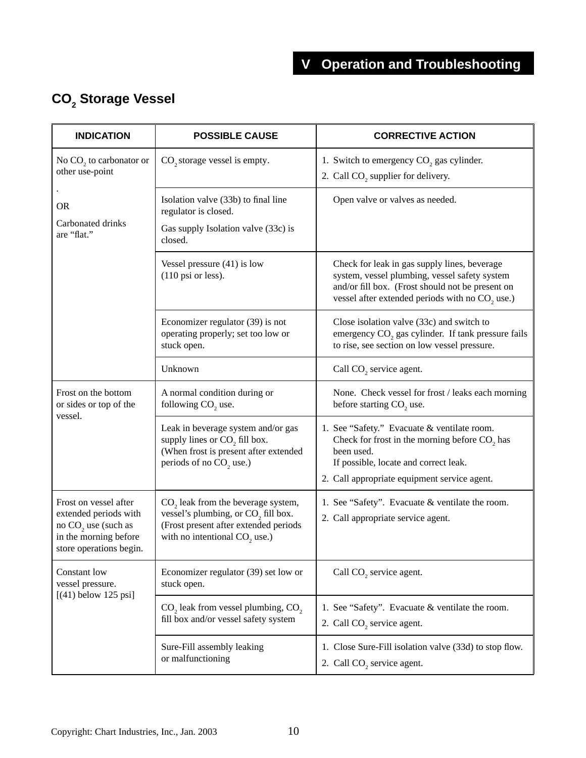## V Operation and Troubleshooting

### $CO_2$ Storage Vessel

| INDICATION | POSSIBLE CAUSE | CORRECTIVE ACTION |
|---|---|---|
| No $CO_2$ to carbonator or other use-point<br>.<br>OR<br>Carbonated drinks are "flat." | $CO_2$ storage vessel is empty. | 1. Switch to emergency $CO_2$ gas cylinder.<br>2. Call $CO_2$ supplier for delivery. |
| | Isolation valve (33b) to final line regulator is closed.<br>Gas supply Isolation valve (33c) is closed. | Open valve or valves as needed. |
| | Vessel pressure (41) is low (110 psi or less). | Check for leak in gas supply lines, beverage system, vessel plumbing, vessel safety system and/or fill box. (Frost should not be present on vessel after extended periods with no $CO_2$ use.) |
| | Economizer regulator (39) is not operating properly; set too low or stuck open. | Close isolation valve (33c) and switch to emergency $CO_2$ gas cylinder. If tank pressure fails to rise, see section on low vessel pressure. |
| | Unknown | Call $CO_2$ service agent. |
| Frost on the bottom or sides or top of the vessel. | A normal condition during or following $CO_2$ use. | None. Check vessel for frost / leaks each morning before starting $CO_2$ use. |
| | Leak in beverage system and/or gas supply lines or $CO_2$ fill box. (When frost is present after extended periods of no $CO_2$ use.) | 1. See "Safety." Evacuate & ventilate room. Check for frost in the morning before $CO_2$ has been used. If possible, locate and correct leak.<br>2. Call appropriate equipment service agent. |
| Frost on vessel after extended periods with no $CO_2$ use (such as in the morning before store operations begin. | $CO_2$ leak from the beverage system, vessel's plumbing, or $CO_2$ fill box. (Frost present after extended periods with no intentional $CO_2$ use.) | 1. See "Safety". Evacuate & ventilate the room.<br>2. Call appropriate service agent. |
| Constant low vessel pressure. [(41) below 125 psi] | Economizer regulator (39) set low or stuck open. | Call $CO_2$ service agent. |
| | $CO_2$ leak from vessel plumbing, $CO_2$ fill box and/or vessel safety system | 1. See "Safety". Evacuate & ventilate the room.<br>2. Call $CO_2$ service agent. |
| | Sure-Fill assembly leaking or malfunctioning | 1. Close Sure-Fill isolation valve (33d) to stop flow.<br>2. Call $CO_2$ service agent. |

Copyright: Chart Industries, Inc., Jan. 2003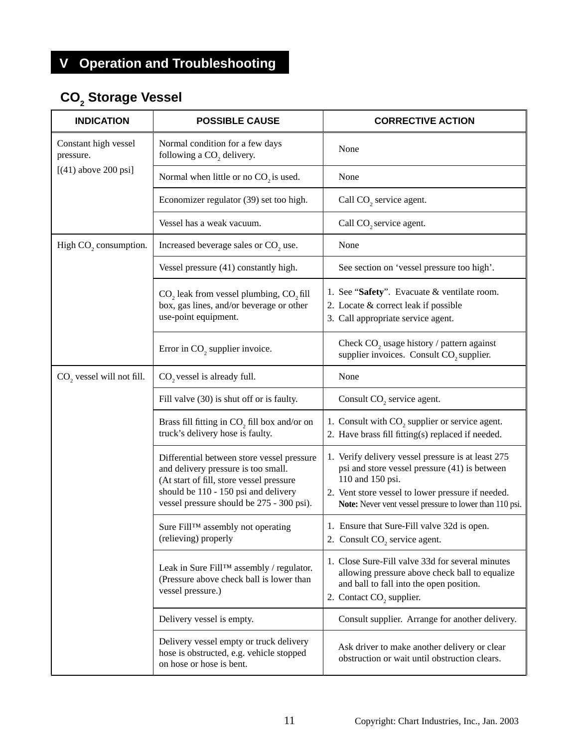# V Operation and Troubleshooting

## $CO_2$ Storage Vessel

| INDICATION | POSSIBLE CAUSE | CORRECTIVE ACTION |
|---|---|---|
| Constant high vessel pressure. [(41) above 200 psi] | Normal condition for a few days following a $CO_2$ delivery. | None |
| | Normal when little or no $CO_2$ is used. | None |
| | Economizer regulator (39) set too high. | Call $CO_2$ service agent. |
| | Vessel has a weak vacuum. | Call $CO_2$ service agent. |
| High $CO_2$ consumption. | Increased beverage sales or $CO_2$ use. | None |
| | Vessel pressure (41) constantly high. | See section on 'vessel pressure too high'. |
| | $CO_2$ leak from vessel plumbing, $CO_2$ fill box, gas lines, and/or beverage or other use-point equipment. | 1. See "**Safety**". Evacuate & ventilate room.<br>2. Locate & correct leak if possible<br>3. Call appropriate service agent. |
| | Error in $CO_2$ supplier invoice. | Check $CO_2$ usage history / pattern against supplier invoices. Consult $CO_2$ supplier. |
| $CO_2$ vessel will not fill. | $CO_2$ vessel is already full. | None |
| | Fill valve (30) is shut off or is faulty. | Consult $CO_2$ service agent. |
| | Brass fill fitting in $CO_2$ fill box and/or on truck's delivery hose is faulty. | 1. Consult with $CO_2$ supplier or service agent.<br>2. Have brass fill fitting(s) replaced if needed. |
| | Differential between store vessel pressure and delivery pressure is too small. (At start of fill, store vessel pressure should be 110 - 150 psi and delivery vessel pressure should be 275 - 300 psi). | 1. Verify delivery vessel pressure is at least 275 psi and store vessel pressure (41) is between 110 and 150 psi.<br>2. Vent store vessel to lower pressure if needed. **Note:** Never vent vessel pressure to lower than 110 psi. |
| | Sure Fill™ assembly not operating (relieving) properly | 1. Ensure that Sure-Fill valve 32d is open.<br>2. Consult $CO_2$ service agent. |
| | Leak in Sure Fill™ assembly / regulator. (Pressure above check ball is lower than vessel pressure.) | 1. Close Sure-Fill valve 33d for several minutes allowing pressure above check ball to equalize and ball to fall into the open position.<br>2. Contact $CO_2$ supplier. |
| | Delivery vessel is empty. | Consult supplier. Arrange for another delivery. |
| | Delivery vessel empty or truck delivery hose is obstructed, e.g. vehicle stopped on hose or hose is bent. | Ask driver to make another delivery or clear obstruction or wait until obstruction clears. |

Copyright: Chart Industries, Inc., Jan. 2003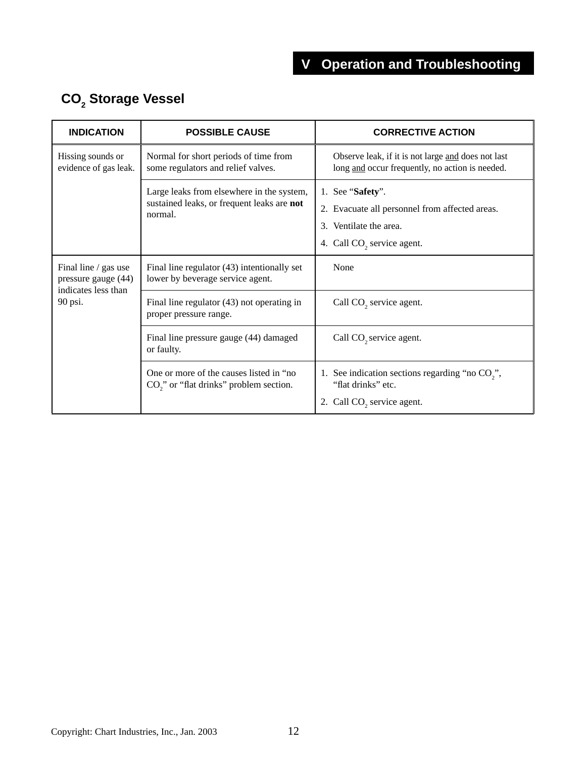# V Operation and Troubleshooting

## $CO_2$ Storage Vessel

| INDICATION | POSSIBLE CAUSE | CORRECTIVE ACTION |
|---|---|---|
| Hissing sounds or evidence of gas leak. | Normal for short periods of time from some regulators and relief valves. | Observe leak, if it is not large <u>and</u> does not last long <u>and</u> occur frequently, no action is needed. |
| | Large leaks from elsewhere in the system, sustained leaks, or frequent leaks are **not** normal. | 1. See "**Safety**". 2. Evacuate all personnel from affected areas. 3. Ventilate the area. 4. Call $CO_2$ service agent. |
| Final line / gas use pressure gauge (44) indicates less than 90 psi. | Final line regulator (43) intentionally set lower by beverage service agent. | None |
| | Final line regulator (43) not operating in proper pressure range. | Call $CO_2$ service agent. |
| | Final line pressure gauge (44) damaged or faulty. | Call $CO_2$ service agent. |
| | One or more of the causes listed in "no $CO_2$" or "flat drinks" problem section. | 1. See indication sections regarding "no $CO_2$", "flat drinks" etc. 2. Call $CO_2$ service agent. |

Copyright: Chart Industries, Inc., Jan. 2003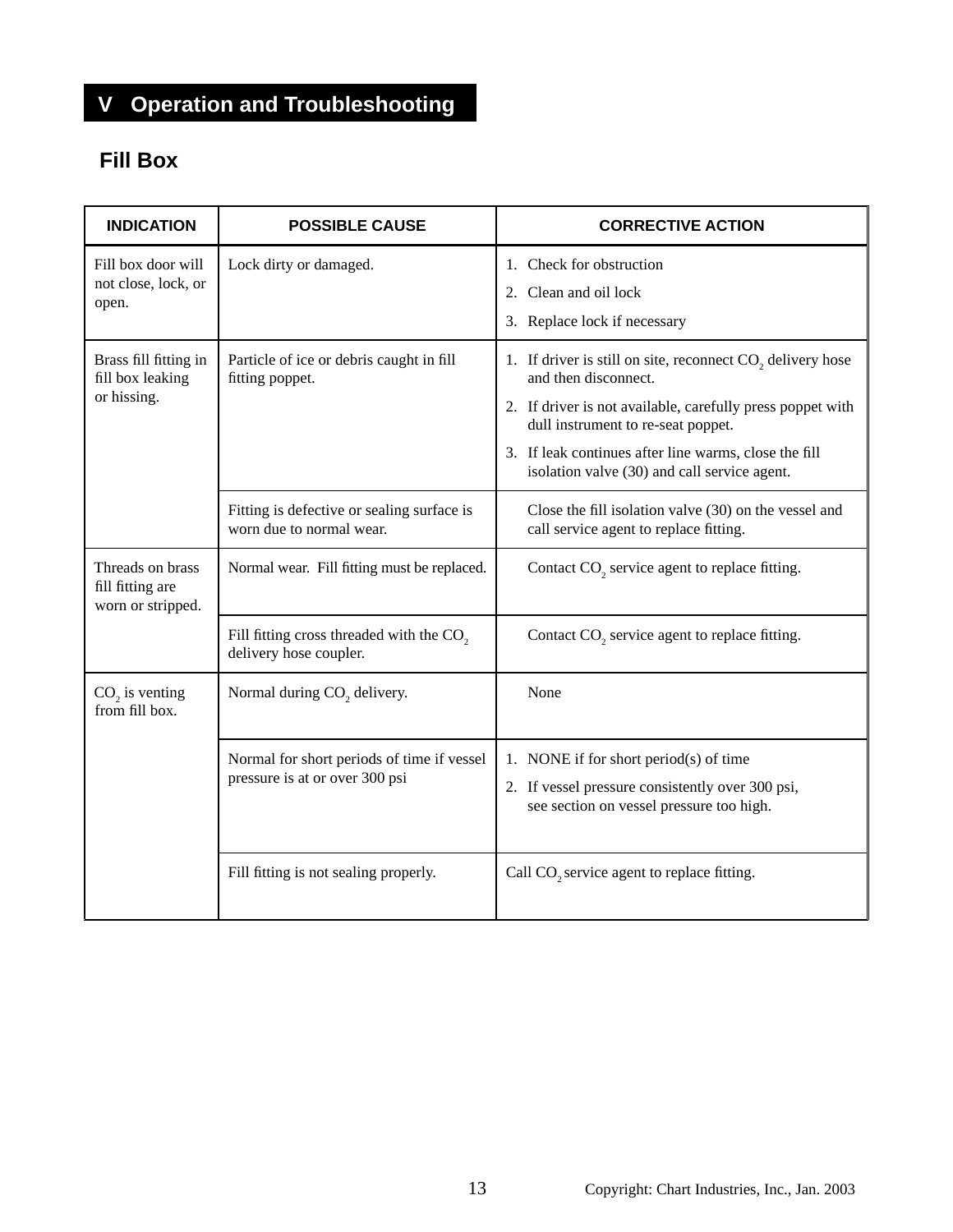# V Operation and Troubleshooting

## Fill Box

| INDICATION | POSSIBLE CAUSE | CORRECTIVE ACTION |
|---|---|---|
| Fill box door will not close, lock, or open. | Lock dirty or damaged. | 1. Check for obstruction<br>2. Clean and oil lock<br>3. Replace lock if necessary |
| Brass fill fitting in fill box leaking or hissing. | Particle of ice or debris caught in fill fitting poppet. | 1. If driver is still on site, reconnect $CO_2$ delivery hose and then disconnect.<br>2. If driver is not available, carefully press poppet with dull instrument to re-seat poppet.<br>3. If leak continues after line warms, close the fill isolation valve (30) and call service agent. |
| | Fitting is defective or sealing surface is worn due to normal wear. | Close the fill isolation valve (30) on the vessel and call service agent to replace fitting. |
| Threads on brass fill fitting are worn or stripped. | Normal wear. Fill fitting must be replaced. | Contact $CO_2$ service agent to replace fitting. |
| | Fill fitting cross threaded with the $CO_2$ delivery hose coupler. | Contact $CO_2$ service agent to replace fitting. |
| $CO_2$ is venting from fill box. | Normal during $CO_2$ delivery. | None |
| | Normal for short periods of time if vessel pressure is at or over 300 psi | 1. NONE if for short period(s) of time<br>2. If vessel pressure consistently over 300 psi, see section on vessel pressure too high. |
| | Fill fitting is not sealing properly. | Call $CO_2$ service agent to replace fitting. |

Copyright: Chart Industries, Inc., Jan. 2003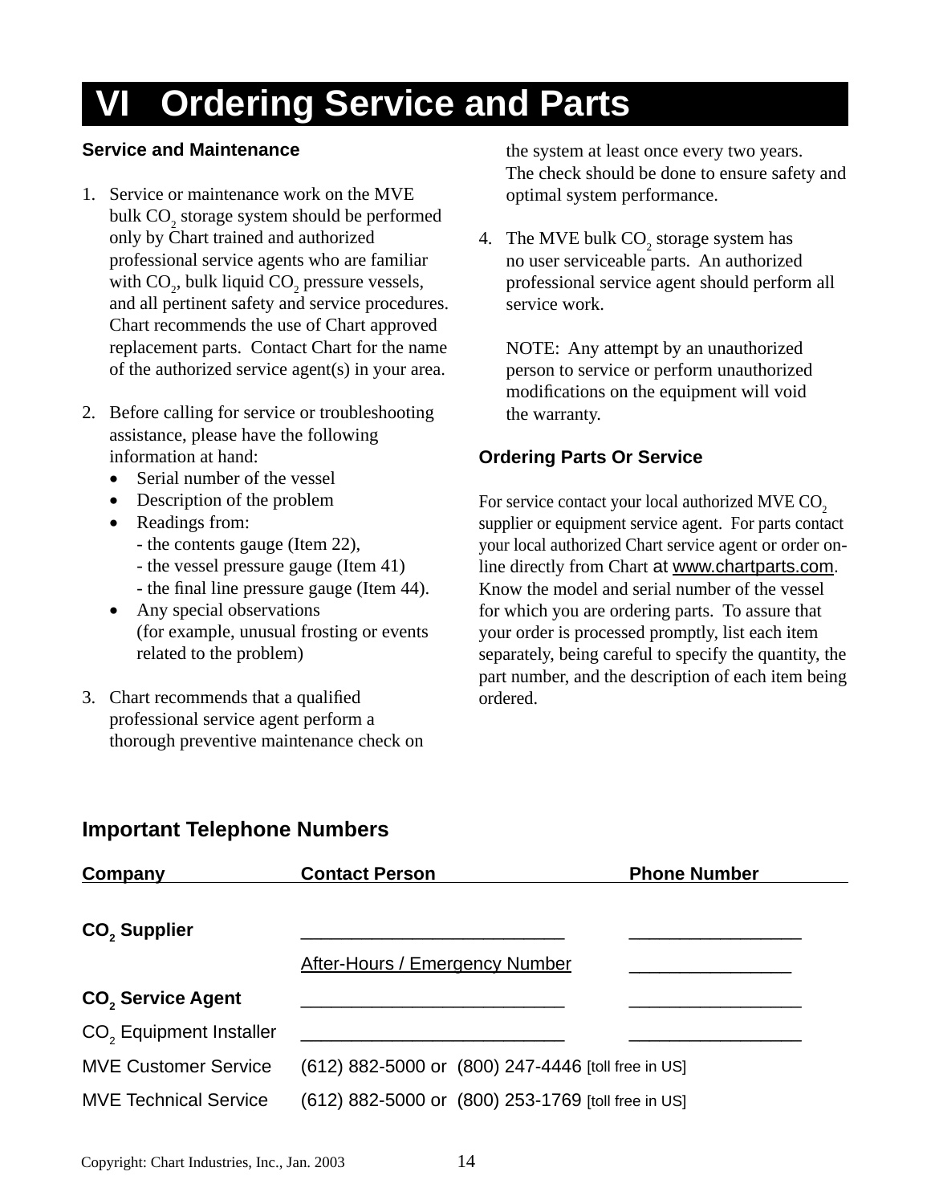# VI Ordering Service and Parts

### Service and Maintenance

1. Service or maintenance work on the MVE bulk $CO_2$ storage system should be performed only by Chart trained and authorized professional service agents who are familiar with $CO_2$, bulk liquid $CO_2$ pressure vessels, and all pertinent safety and service procedures. Chart recommends the use of Chart approved replacement parts. Contact Chart for the name of the authorized service agent(s) in your area.

2. Before calling for service or troubleshooting assistance, please have the following information at hand:
   - Serial number of the vessel
   - Description of the problem
   - Readings from:
     - the contents gauge (Item 22),
     - the vessel pressure gauge (Item 41)
     - the final line pressure gauge (Item 44).
   - Any special observations (for example, unusual frosting or events related to the problem)

3. Chart recommends that a qualified professional service agent perform a thorough preventive maintenance check on the system at least once every two years. The check should be done to ensure safety and optimal system performance.

4. The MVE bulk $CO_2$ storage system has no user serviceable parts. An authorized professional service agent should perform all service work.

   NOTE: Any attempt by an unauthorized person to service or perform unauthorized modifications on the equipment will void the warranty.

### Ordering Parts Or Service

For service contact your local authorized MVE $CO_2$ supplier or equipment service agent. For parts contact your local authorized Chart service agent or order on-line directly from Chart at www.chartparts.com. Know the model and serial number of the vessel for which you are ordering parts. To assure that your order is processed promptly, list each item separately, being careful to specify the quantity, the part number, and the description of each item being ordered.

## Important Telephone Numbers

| Company | Contact Person | Phone Number |
|---|---|---|
| **$CO_2$ Supplier** | __________________________ | _________________ |
| | After-Hours / Emergency Number | ________________ |
| **$CO_2$ Service Agent** | __________________________ | _________________ |
| $CO_2$ Equipment Installer | __________________________ | _________________ |
| MVE Customer Service | (612) 882-5000 or (800) 247-4446 [toll free in US] | |
| MVE Technical Service | (612) 882-5000 or (800) 253-1769 [toll free in US] | |

Copyright: Chart Industries, Inc., Jan. 2003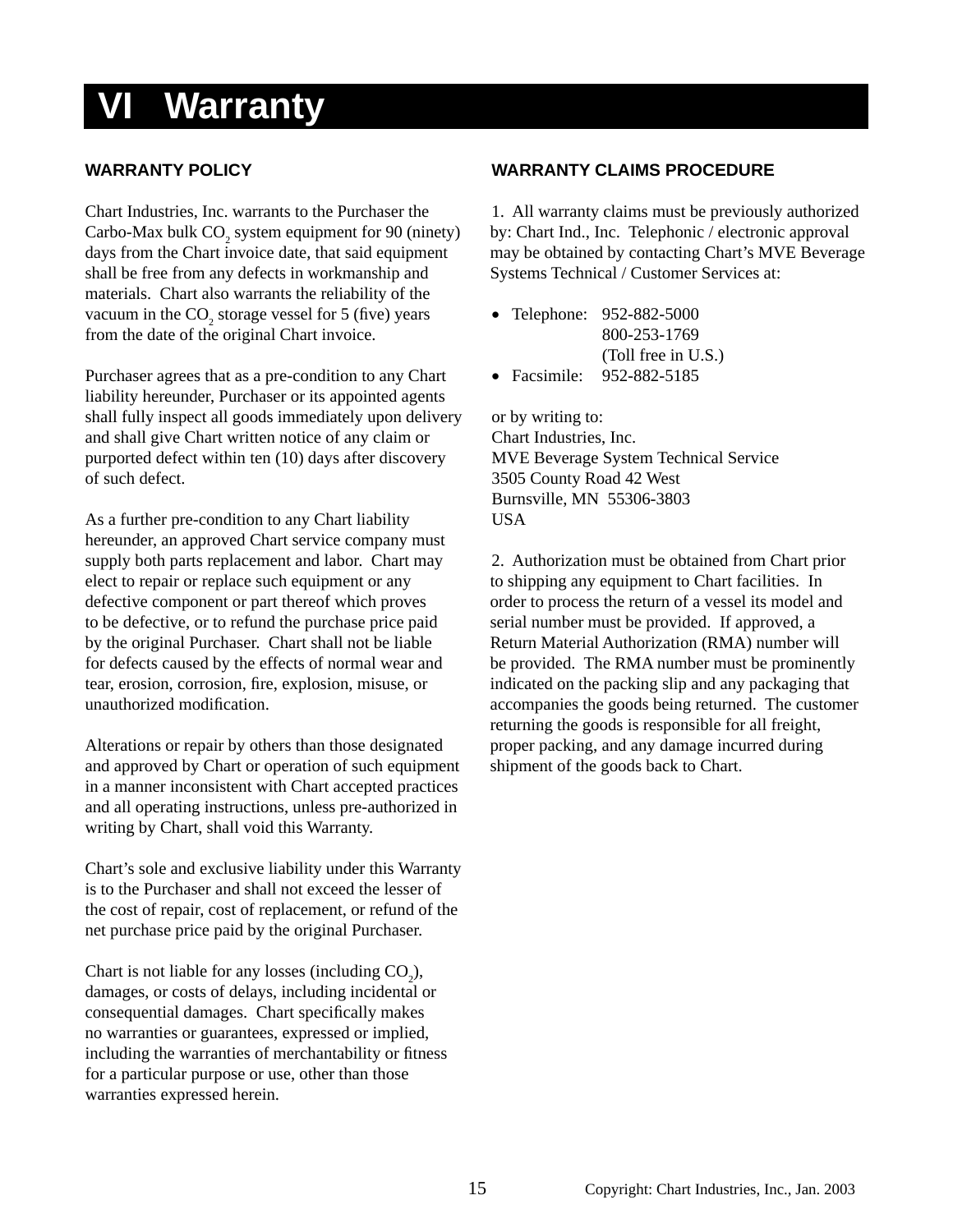# VI Warranty

## WARRANTY POLICY

Chart Industries, Inc. warrants to the Purchaser the Carbo-Max bulk $CO_2$ system equipment for 90 (ninety) days from the Chart invoice date, that said equipment shall be free from any defects in workmanship and materials. Chart also warrants the reliability of the vacuum in the $CO_2$ storage vessel for 5 (five) years from the date of the original Chart invoice.

Purchaser agrees that as a pre-condition to any Chart liability hereunder, Purchaser or its appointed agents shall fully inspect all goods immediately upon delivery and shall give Chart written notice of any claim or purported defect within ten (10) days after discovery of such defect.

As a further pre-condition to any Chart liability hereunder, an approved Chart service company must supply both parts replacement and labor. Chart may elect to repair or replace such equipment or any defective component or part thereof which proves to be defective, or to refund the purchase price paid by the original Purchaser. Chart shall not be liable for defects caused by the effects of normal wear and tear, erosion, corrosion, fire, explosion, misuse, or unauthorized modification.

Alterations or repair by others than those designated and approved by Chart or operation of such equipment in a manner inconsistent with Chart accepted practices and all operating instructions, unless pre-authorized in writing by Chart, shall void this Warranty.

Chart's sole and exclusive liability under this Warranty is to the Purchaser and shall not exceed the lesser of the cost of repair, cost of replacement, or refund of the net purchase price paid by the original Purchaser.

Chart is not liable for any losses (including $CO_2$), damages, or costs of delays, including incidental or consequential damages. Chart specifically makes no warranties or guarantees, expressed or implied, including the warranties of merchantability or fitness for a particular purpose or use, other than those warranties expressed herein.

## WARRANTY CLAIMS PROCEDURE

1. All warranty claims must be previously authorized by: Chart Ind., Inc. Telephonic / electronic approval may be obtained by contacting Chart's MVE Beverage Systems Technical / Customer Services at:

- Telephone: 952-882-5000
  800-253-1769
  (Toll free in U.S.)
- Facsimile: 952-882-5185

or by writing to:
Chart Industries, Inc.
MVE Beverage System Technical Service
3505 County Road 42 West
Burnsville, MN 55306-3803
USA

2. Authorization must be obtained from Chart prior to shipping any equipment to Chart facilities. In order to process the return of a vessel its model and serial number must be provided. If approved, a Return Material Authorization (RMA) number will be provided. The RMA number must be prominently indicated on the packing slip and any packaging that accompanies the goods being returned. The customer returning the goods is responsible for all freight, proper packing, and any damage incurred during shipment of the goods back to Chart.

Copyright: Chart Industries, Inc., Jan. 2003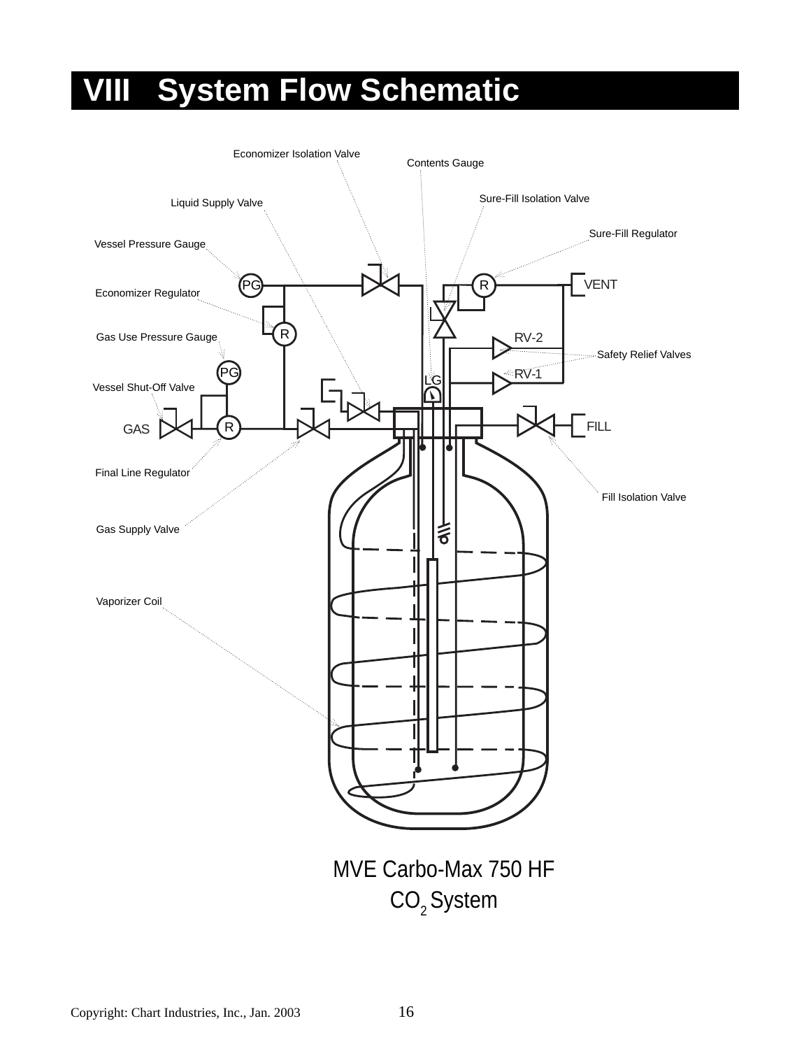# VIII System Flow Schematic

Economizer Isolation Valve

Contents Gauge

Sure-Fill Isolation Valve

Liquid Supply Valve

Sure-Fill Regulator

Vessel Pressure Gauge

PG

R

VENT

Economizer Regulator

R

RV-2

Gas Use Pressure Gauge

Safety Relief Valves

PG

RV-1

LG

Vessel Shut-Off Valve

GAS

R

FILL

Final Line Regulator

Fill Isolation Valve

Gas Supply Valve

Vaporizer Coil

MVE Carbo-Max 750 HF

$CO_2$ System

Copyright: Chart Industries, Inc., Jan. 2003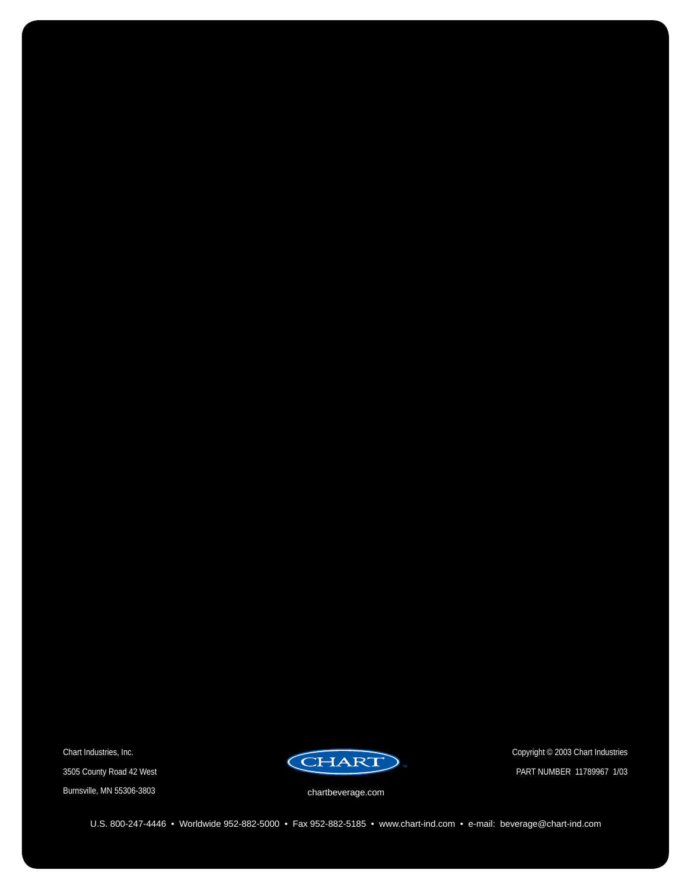Chart Industries, Inc.

3505 County Road 42 West

Burnsville, MN 55306-3803

CHART™

chartbeverage.com

Copyright © 2003 Chart Industries

PART NUMBER 11789967 1/03

U.S. 800-247-4446 • Worldwide 952-882-5000 • Fax 952-882-5185 • www.chart-ind.com • e-mail: beverage@chart-ind.com